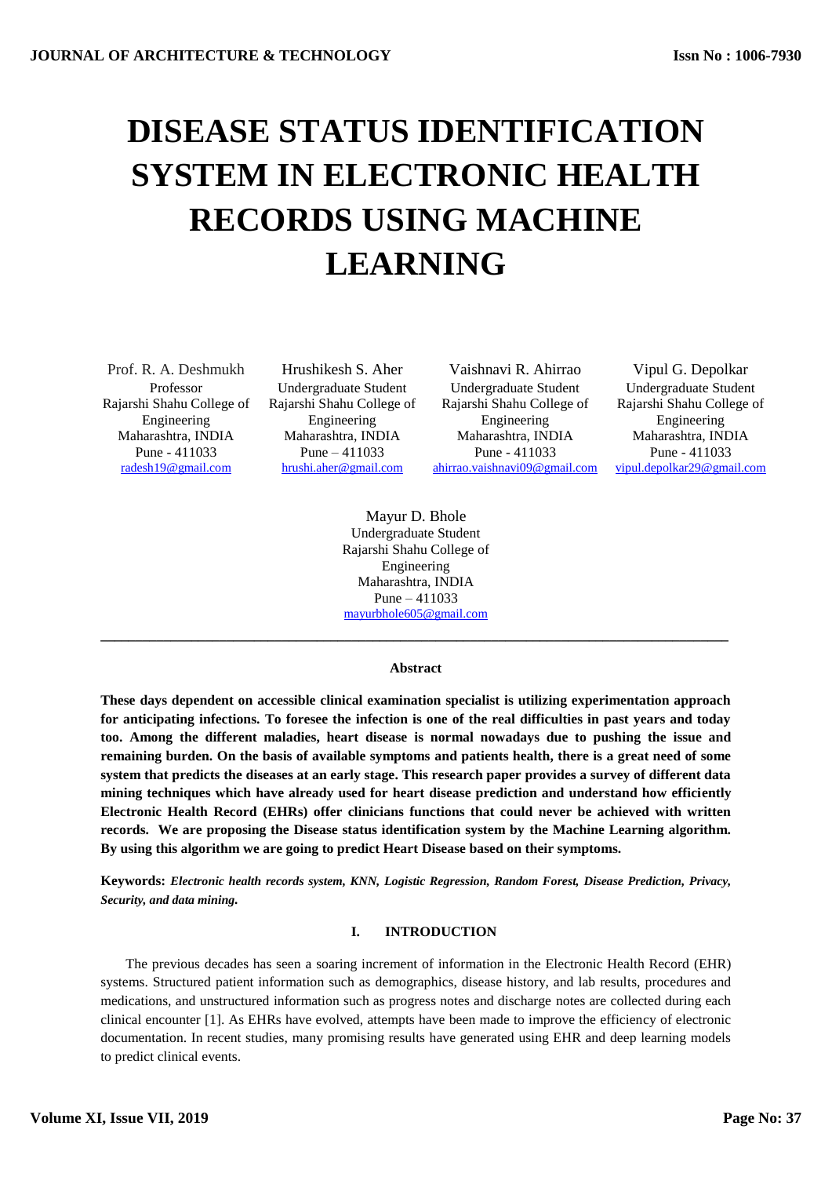# DISEASE STATUS IDENTIFICATION SYSTEM IN ELECTRONIC HEALTH RECORDS USING MACHINE LEARNING

Prof. R. A. Deshmukh
Professor
Rajarshi Shahu College of Engineering
Maharashtra, INDIA
Pune - 411033
radesh19@gmail.com

Hrushikesh S. Aher
Undergraduate Student
Rajarshi Shahu College of Engineering
Maharashtra, INDIA
Pune – 411033
hrushi.aher@gmail.com

Vaishnavi R. Ahirrao
Undergraduate Student
Rajarshi Shahu College of Engineering
Maharashtra, INDIA
Pune - 411033
ahirrao.vaishnavi09@gmail.com

Vipul G. Depolkar
Undergraduate Student
Rajarshi Shahu College of Engineering
Maharashtra, INDIA
Pune - 411033
vipul.depolkar29@gmail.com

Mayur D. Bhole
Undergraduate Student
Rajarshi Shahu College of Engineering
Maharashtra, INDIA
Pune – 411033
mayurbhole605@gmail.com

---

### Abstract

**These days dependent on accessible clinical examination specialist is utilizing experimentation approach for anticipating infections. To foresee the infection is one of the real difficulties in past years and today too. Among the different maladies, heart disease is normal nowadays due to pushing the issue and remaining burden. On the basis of available symptoms and patients health, there is a great need of some system that predicts the diseases at an early stage. This research paper provides a survey of different data mining techniques which have already used for heart disease prediction and understand how efficiently Electronic Health Record (EHRs) offer clinicians functions that could never be achieved with written records. We are proposing the Disease status identification system by the Machine Learning algorithm. By using this algorithm we are going to predict Heart Disease based on their symptoms.**

**Keywords:** ***Electronic health records system, KNN, Logistic Regression, Random Forest, Disease Prediction, Privacy, Security, and data mining.***

## I. INTRODUCTION

The previous decades has seen a soaring increment of information in the Electronic Health Record (EHR) systems. Structured patient information such as demographics, disease history, and lab results, procedures and medications, and unstructured information such as progress notes and discharge notes are collected during each clinical encounter [1]. As EHRs have evolved, attempts have been made to improve the efficiency of electronic documentation. In recent studies, many promising results have generated using EHR and deep learning models to predict clinical events.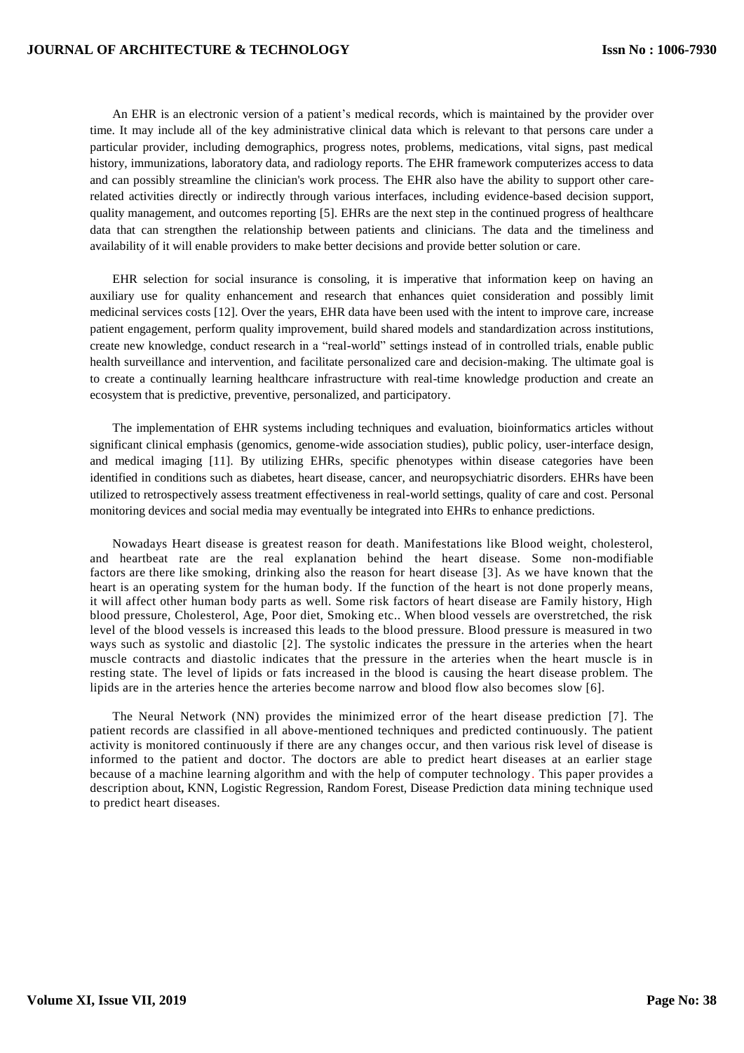An EHR is an electronic version of a patient's medical records, which is maintained by the provider over time. It may include all of the key administrative clinical data which is relevant to that persons care under a particular provider, including demographics, progress notes, problems, medications, vital signs, past medical history, immunizations, laboratory data, and radiology reports. The EHR framework computerizes access to data and can possibly streamline the clinician's work process. The EHR also have the ability to support other care-related activities directly or indirectly through various interfaces, including evidence-based decision support, quality management, and outcomes reporting [5]. EHRs are the next step in the continued progress of healthcare data that can strengthen the relationship between patients and clinicians. The data and the timeliness and availability of it will enable providers to make better decisions and provide better solution or care.

EHR selection for social insurance is consoling, it is imperative that information keep on having an auxiliary use for quality enhancement and research that enhances quiet consideration and possibly limit medicinal services costs [12]. Over the years, EHR data have been used with the intent to improve care, increase patient engagement, perform quality improvement, build shared models and standardization across institutions, create new knowledge, conduct research in a "real-world" settings instead of in controlled trials, enable public health surveillance and intervention, and facilitate personalized care and decision-making. The ultimate goal is to create a continually learning healthcare infrastructure with real-time knowledge production and create an ecosystem that is predictive, preventive, personalized, and participatory.

The implementation of EHR systems including techniques and evaluation, bioinformatics articles without significant clinical emphasis (genomics, genome-wide association studies), public policy, user-interface design, and medical imaging [11]. By utilizing EHRs, specific phenotypes within disease categories have been identified in conditions such as diabetes, heart disease, cancer, and neuropsychiatric disorders. EHRs have been utilized to retrospectively assess treatment effectiveness in real-world settings, quality of care and cost. Personal monitoring devices and social media may eventually be integrated into EHRs to enhance predictions.

Nowadays Heart disease is greatest reason for death. Manifestations like Blood weight, cholesterol, and heartbeat rate are the real explanation behind the heart disease. Some non-modifiable factors are there like smoking, drinking also the reason for heart disease [3]. As we have known that the heart is an operating system for the human body. If the function of the heart is not done properly means, it will affect other human body parts as well. Some risk factors of heart disease are Family history, High blood pressure, Cholesterol, Age, Poor diet, Smoking etc.. When blood vessels are overstretched, the risk level of the blood vessels is increased this leads to the blood pressure. Blood pressure is measured in two ways such as systolic and diastolic [2]. The systolic indicates the pressure in the arteries when the heart muscle contracts and diastolic indicates that the pressure in the arteries when the heart muscle is in resting state. The level of lipids or fats increased in the blood is causing the heart disease problem. The lipids are in the arteries hence the arteries become narrow and blood flow also becomes slow [6].

The Neural Network (NN) provides the minimized error of the heart disease prediction [7]. The patient records are classified in all above-mentioned techniques and predicted continuously. The patient activity is monitored continuously if there are any changes occur, and then various risk level of disease is informed to the patient and doctor. The doctors are able to predict heart diseases at an earlier stage because of a machine learning algorithm and with the help of computer technology. This paper provides a description about, KNN, Logistic Regression, Random Forest, Disease Prediction data mining technique used to predict heart diseases.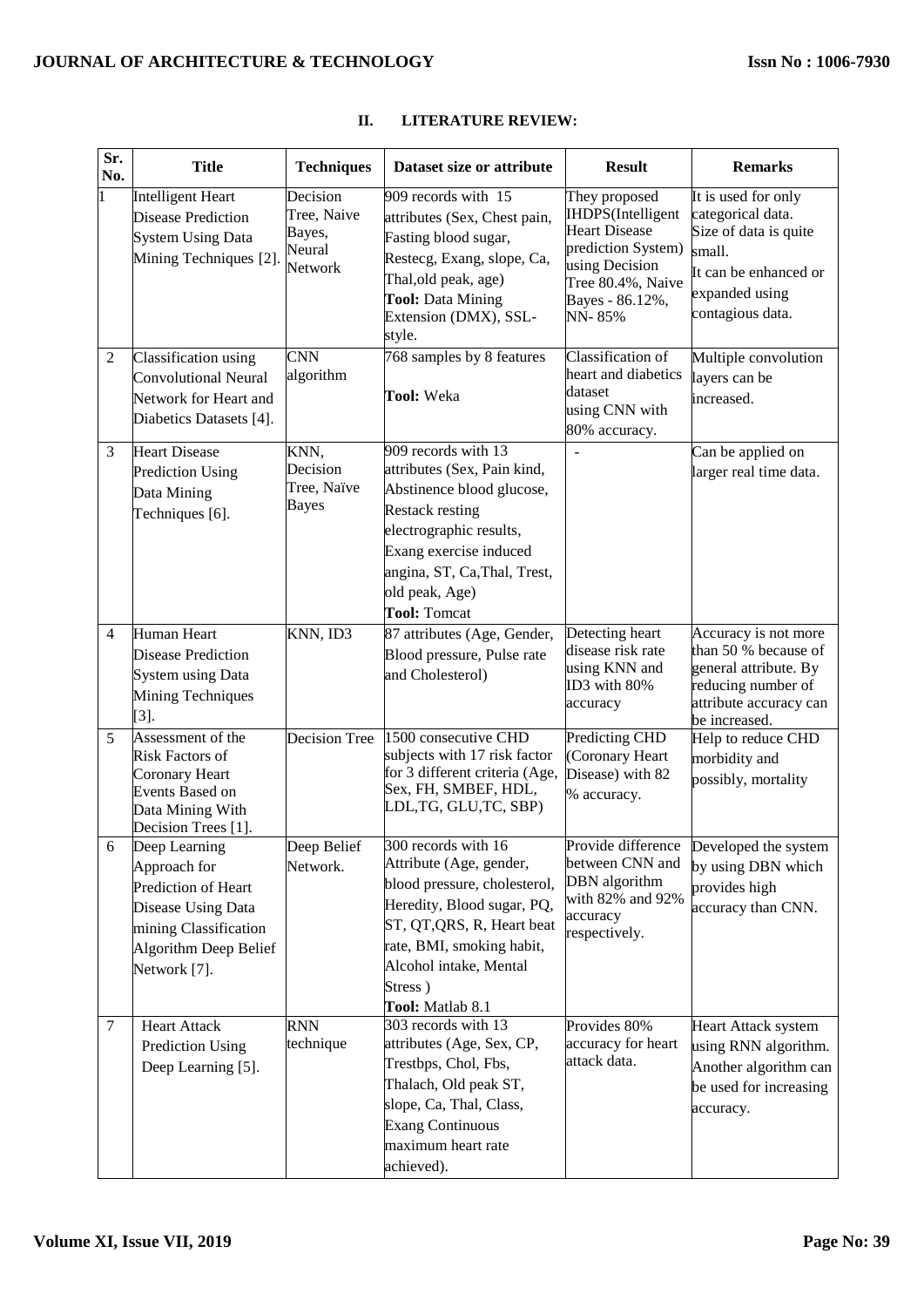## II. LITERATURE REVIEW:

| Sr. No. | Title | Techniques | Dataset size or attribute | Result | Remarks |
|---|---|---|---|---|---|
| 1 | Intelligent Heart Disease Prediction System Using Data Mining Techniques [2]. | Decision Tree, Naive Bayes, Neural Network | 909 records with 15 attributes (Sex, Chest pain, Fasting blood sugar, Restecg, Exang, slope, Ca, Thal,old peak, age) **Tool:** Data Mining Extension (DMX), SSL-style. | They proposed IHDPS(Intelligent Heart Disease prediction System) using Decision Tree 80.4%, Naive Bayes - 86.12%, NN- 85% | It is used for only categorical data. Size of data is quite small. It can be enhanced or expanded using contagious data. |
| 2 | Classification using Convolutional Neural Network for Heart and Diabetics Datasets [4]. | CNN algorithm | 768 samples by 8 features **Tool:** Weka | Classification of heart and diabetics dataset using CNN with 80% accuracy. | Multiple convolution layers can be increased. |
| 3 | Heart Disease Prediction Using Data Mining Techniques [6]. | KNN, Decision Tree, Naïve Bayes | 909 records with 13 attributes (Sex, Pain kind, Abstinence blood glucose, Restack resting electrographic results, Exang exercise induced angina, ST, Ca,Thal, Trest, old peak, Age) **Tool:** Tomcat | - | Can be applied on larger real time data. |
| 4 | Human Heart Disease Prediction System using Data Mining Techniques [3]. | KNN, ID3 | 87 attributes (Age, Gender, Blood pressure, Pulse rate and Cholesterol) | Detecting heart disease risk rate using KNN and ID3 with 80% accuracy | Accuracy is not more than 50 % because of general attribute. By reducing number of attribute accuracy can be increased. |
| 5 | Assessment of the Risk Factors of Coronary Heart Events Based on Data Mining With Decision Trees [1]. | Decision Tree | 1500 consecutive CHD subjects with 17 risk factor for 3 different criteria (Age, Sex, FH, SMBEF, HDL, LDL,TG, GLU,TC, SBP) | Predicting CHD (Coronary Heart Disease) with 82 % accuracy. | Help to reduce CHD morbidity and possibly, mortality |
| 6 | Deep Learning Approach for Prediction of Heart Disease Using Data mining Classification Algorithm Deep Belief Network [7]. | Deep Belief Network. | 300 records with 16 Attribute (Age, gender, blood pressure, cholesterol, Heredity, Blood sugar, PQ, ST, QT,QRS, R, Heart beat rate, BMI, smoking habit, Alcohol intake, Mental Stress ) **Tool:** Matlab 8.1 | Provide difference between CNN and DBN algorithm with 82% and 92% accuracy respectively. | Developed the system by using DBN which provides high accuracy than CNN. |
| 7 | Heart Attack Prediction Using Deep Learning [5]. | RNN technique | 303 records with 13 attributes (Age, Sex, CP, Trestbps, Chol, Fbs, Thalach, Old peak ST, slope, Ca, Thal, Class, Exang Continuous maximum heart rate achieved). | Provides 80% accuracy for heart attack data. | Heart Attack system using RNN algorithm. Another algorithm can be used for increasing accuracy. |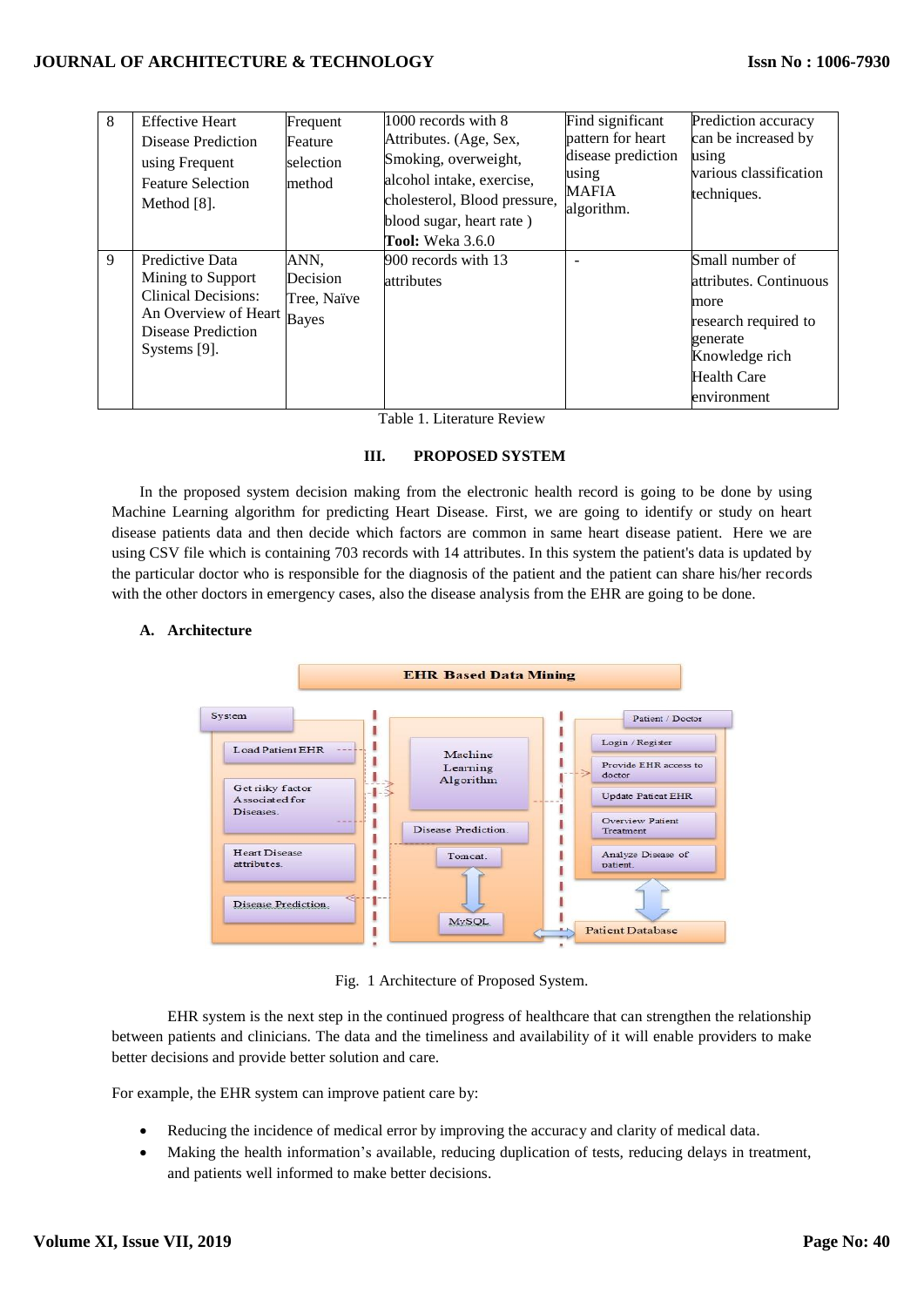| | | | | | |
|---|---|---|---|---|---|
| 8 | Effective Heart Disease Prediction using Frequent Feature Selection Method [8]. | Frequent Feature selection method | 1000 records with 8 Attributes. (Age, Sex, Smoking, overweight, alcohol intake, exercise, cholesterol, Blood pressure, blood sugar, heart rate ) **Tool:** Weka 3.6.0 | Find significant pattern for heart disease prediction using MAFIA algorithm. | Prediction accuracy can be increased by using various classification techniques. |
| 9 | Predictive Data Mining to Support Clinical Decisions: An Overview of Heart Disease Prediction Systems [9]. | ANN, Decision Tree, Naïve Bayes | 900 records with 13 attributes | - | Small number of attributes. Continuous more research required to generate Knowledge rich Health Care environment |

Table 1. Literature Review

## III. PROPOSED SYSTEM

In the proposed system decision making from the electronic health record is going to be done by using Machine Learning algorithm for predicting Heart Disease. First, we are going to identify or study on heart disease patients data and then decide which factors are common in same heart disease patient. Here we are using CSV file which is containing 703 records with 14 attributes. In this system the patient's data is updated by the particular doctor who is responsible for the diagnosis of the patient and the patient can share his/her records with the other doctors in emergency cases, also the disease analysis from the EHR are going to be done.

### A. Architecture

EHR Based Data Mining

System
Load Patient EHR
Get risky factor Associated for Diseases.
Heart Disease attributes.
Disease Prediction.

Machine Learning Algorithm
Disease Prediction.
Tomcat.
MySQL

Patient / Doctor
Login / Register
Provide EHR access to doctor
Update Patient EHR
Overview Patient Treatment
Analyze Disease of patient.
Patient Database

Fig. 1 Architecture of Proposed System.

EHR system is the next step in the continued progress of healthcare that can strengthen the relationship between patients and clinicians. The data and the timeliness and availability of it will enable providers to make better decisions and provide better solution and care.

For example, the EHR system can improve patient care by:

- Reducing the incidence of medical error by improving the accuracy and clarity of medical data.
- Making the health information's available, reducing duplication of tests, reducing delays in treatment, and patients well informed to make better decisions.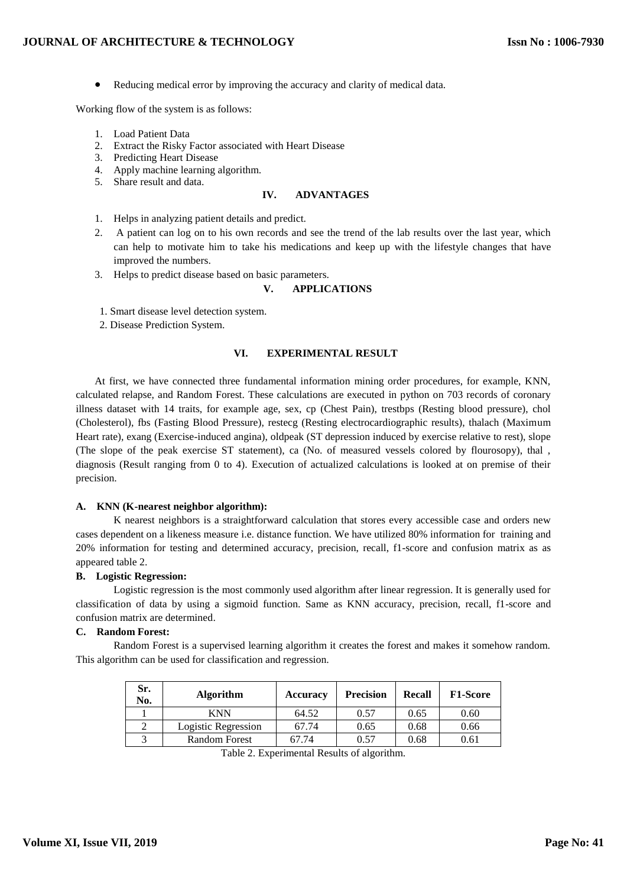- Reducing medical error by improving the accuracy and clarity of medical data.

Working flow of the system is as follows:

1. Load Patient Data
2. Extract the Risky Factor associated with Heart Disease
3. Predicting Heart Disease
4. Apply machine learning algorithm.
5. Share result and data.

## IV. ADVANTAGES

1. Helps in analyzing patient details and predict.
2. A patient can log on to his own records and see the trend of the lab results over the last year, which can help to motivate him to take his medications and keep up with the lifestyle changes that have improved the numbers.
3. Helps to predict disease based on basic parameters.

## V. APPLICATIONS

1. Smart disease level detection system.
2. Disease Prediction System.

## VI. EXPERIMENTAL RESULT

At first, we have connected three fundamental information mining order procedures, for example, KNN, calculated relapse, and Random Forest. These calculations are executed in python on 703 records of coronary illness dataset with 14 traits, for example age, sex, cp (Chest Pain), trestbps (Resting blood pressure), chol (Cholesterol), fbs (Fasting Blood Pressure), restecg (Resting electrocardiographic results), thalach (Maximum Heart rate), exang (Exercise-induced angina), oldpeak (ST depression induced by exercise relative to rest), slope (The slope of the peak exercise ST statement), ca (No. of measured vessels colored by flourosopy), thal , diagnosis (Result ranging from 0 to 4). Execution of actualized calculations is looked at on premise of their precision.

### A. KNN (K-nearest neighbor algorithm):

K nearest neighbors is a straightforward calculation that stores every accessible case and orders new cases dependent on a likeness measure i.e. distance function. We have utilized 80% information for training and 20% information for testing and determined accuracy, precision, recall, f1-score and confusion matrix as as appeared table 2.

### B. Logistic Regression:

Logistic regression is the most commonly used algorithm after linear regression. It is generally used for classification of data by using a sigmoid function. Same as KNN accuracy, precision, recall, f1-score and confusion matrix are determined.

### C. Random Forest:

Random Forest is a supervised learning algorithm it creates the forest and makes it somehow random. This algorithm can be used for classification and regression.

| Sr. No. | Algorithm | Accuracy | Precision | Recall | F1-Score |
|---|---|---|---|---|---|
| 1 | KNN | 64.52 | 0.57 | 0.65 | 0.60 |
| 2 | Logistic Regression | 67.74 | 0.65 | 0.68 | 0.66 |
| 3 | Random Forest | 67.74 | 0.57 | 0.68 | 0.61 |

Table 2. Experimental Results of algorithm.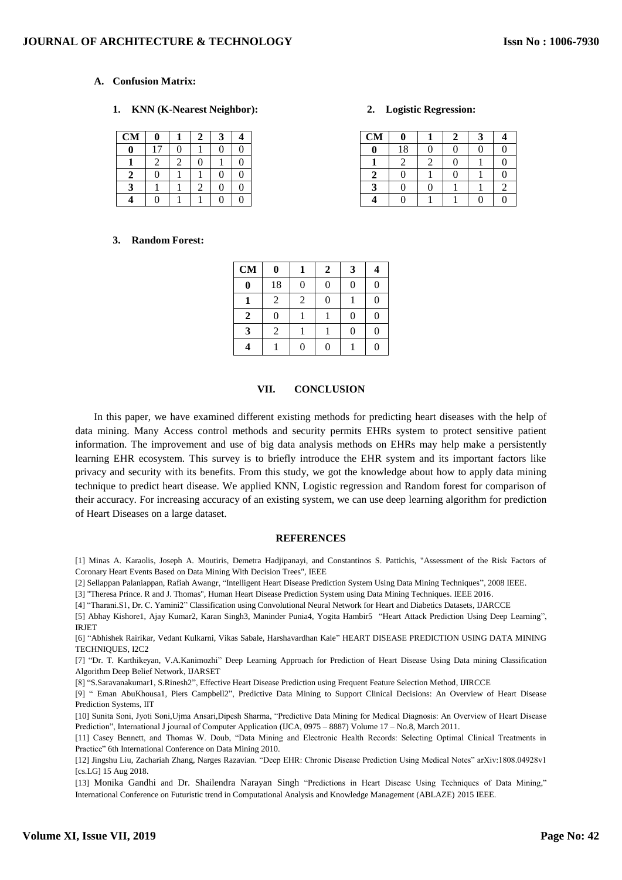### A. Confusion Matrix:

#### 1. KNN (K-Nearest Neighbor):

| CM | 0 | 1 | 2 | 3 | 4 |
|---|---|---|---|---|---|
| **0** | 17 | 0 | 1 | 0 | 0 |
| **1** | 2 | 2 | 0 | 1 | 0 |
| **2** | 0 | 1 | 1 | 0 | 0 |
| **3** | 1 | 1 | 2 | 0 | 0 |
| **4** | 0 | 1 | 1 | 0 | 0 |

#### 2. Logistic Regression:

| CM | 0 | 1 | 2 | 3 | 4 |
|---|---|---|---|---|---|
| **0** | 18 | 0 | 0 | 0 | 0 |
| **1** | 2 | 2 | 0 | 1 | 0 |
| **2** | 0 | 1 | 0 | 1 | 0 |
| **3** | 0 | 0 | 1 | 1 | 2 |
| **4** | 0 | 1 | 1 | 0 | 0 |

#### 3. Random Forest:

| CM | 0 | 1 | 2 | 3 | 4 |
|---|---|---|---|---|---|
| **0** | 18 | 0 | 0 | 0 | 0 |
| **1** | 2 | 2 | 0 | 1 | 0 |
| **2** | 0 | 1 | 1 | 0 | 0 |
| **3** | 2 | 1 | 1 | 0 | 0 |
| **4** | 1 | 0 | 0 | 1 | 0 |

## VII. CONCLUSION

In this paper, we have examined different existing methods for predicting heart diseases with the help of data mining. Many Access control methods and security permits EHRs system to protect sensitive patient information. The improvement and use of big data analysis methods on EHRs may help make a persistently learning EHR ecosystem. This survey is to briefly introduce the EHR system and its important factors like privacy and security with its benefits. From this study, we got the knowledge about how to apply data mining technique to predict heart disease. We applied KNN, Logistic regression and Random forest for comparison of their accuracy. For increasing accuracy of an existing system, we can use deep learning algorithm for prediction of Heart Diseases on a large dataset.

## REFERENCES

[1] Minas A. Karaolis, Joseph A. Moutiris, Demetra Hadjipanayi, and Constantinos S. Pattichis, "Assessment of the Risk Factors of Coronary Heart Events Based on Data Mining With Decision Trees", IEEE

[2] Sellappan Palaniappan, Rafiah Awangr, "Intelligent Heart Disease Prediction System Using Data Mining Techniques", 2008 IEEE.

[3] "Theresa Prince. R and J. Thomas", Human Heart Disease Prediction System using Data Mining Techniques. IEEE 2016.

[4] "Tharani.S1, Dr. C. Yamini2" Classification using Convolutional Neural Network for Heart and Diabetics Datasets, IJARCCE

[5] Abhay Kishore1, Ajay Kumar2, Karan Singh3, Maninder Punia4, Yogita Hambir5 "Heart Attack Prediction Using Deep Learning", IRJET

[6] "Abhishek Rairikar, Vedant Kulkarni, Vikas Sabale, Harshavardhan Kale" HEART DISEASE PREDICTION USING DATA MINING TECHNIQUES, I2C2

[7] "Dr. T. Karthikeyan, V.A.Kanimozhi" Deep Learning Approach for Prediction of Heart Disease Using Data mining Classification Algorithm Deep Belief Network, IJARSET

[8] "S.Saravanakumar1, S.Rinesh2", Effective Heart Disease Prediction using Frequent Feature Selection Method, IJIRCCE

[9] " Eman AbuKhousa1, Piers Campbell2", Predictive Data Mining to Support Clinical Decisions: An Overview of Heart Disease Prediction Systems, IIT

[10] Sunita Soni, Jyoti Soni,Ujma Ansari,Dipesh Sharma, "Predictive Data Mining for Medical Diagnosis: An Overview of Heart Disease Prediction", International J journal of Computer Application (IJCA, 0975 – 8887) Volume 17 – No.8, March 2011.

[11] Casey Bennett, and Thomas W. Doub, "Data Mining and Electronic Health Records: Selecting Optimal Clinical Treatments in Practice" 6th International Conference on Data Mining 2010.

[12] Jingshu Liu, Zachariah Zhang, Narges Razavian. "Deep EHR: Chronic Disease Prediction Using Medical Notes" arXiv:1808.04928v1 [cs.LG] 15 Aug 2018.

[13] Monika Gandhi and Dr. Shailendra Narayan Singh "Predictions in Heart Disease Using Techniques of Data Mining," International Conference on Futuristic trend in Computational Analysis and Knowledge Management (ABLAZE) 2015 IEEE.